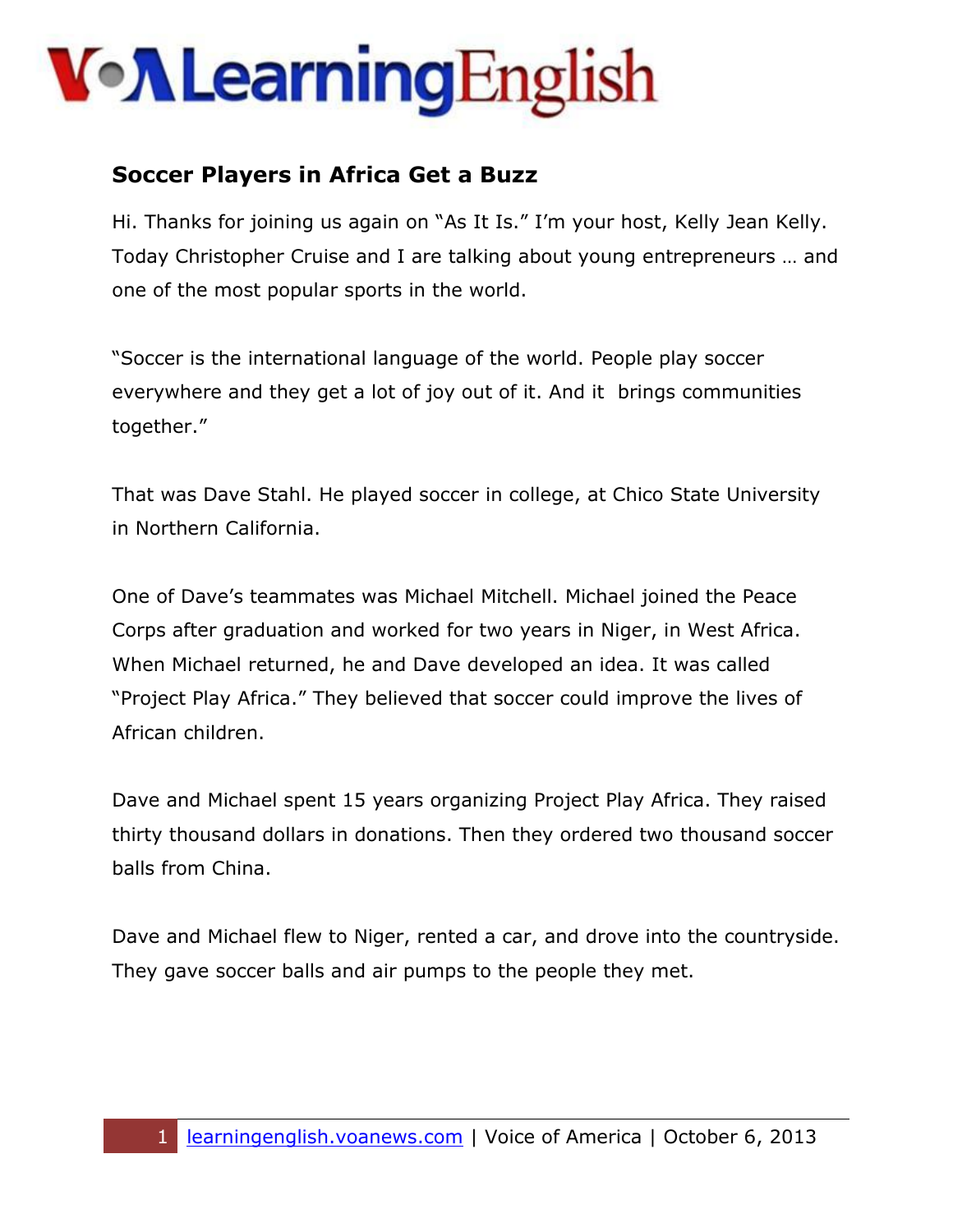# VOA Learning English

## Soccer Players in Africa Get a Buzz

Hi. Thanks for joining us again on "As It Is." I'm your host, Kelly Jean Kelly. Today Christopher Cruise and I are talking about young entrepreneurs … and one of the most popular sports in the world.

"Soccer is the international language of the world. People play soccer everywhere and they get a lot of joy out of it. And it brings communities together."

That was Dave Stahl. He played soccer in college, at Chico State University in Northern California.

One of Dave's teammates was Michael Mitchell. Michael joined the Peace Corps after graduation and worked for two years in Niger, in West Africa. When Michael returned, he and Dave developed an idea. It was called "Project Play Africa." They believed that soccer could improve the lives of African children.

Dave and Michael spent 15 years organizing Project Play Africa. They raised thirty thousand dollars in donations. Then they ordered two thousand soccer balls from China.

Dave and Michael flew to Niger, rented a car, and drove into the countryside. They gave soccer balls and air pumps to the people they met.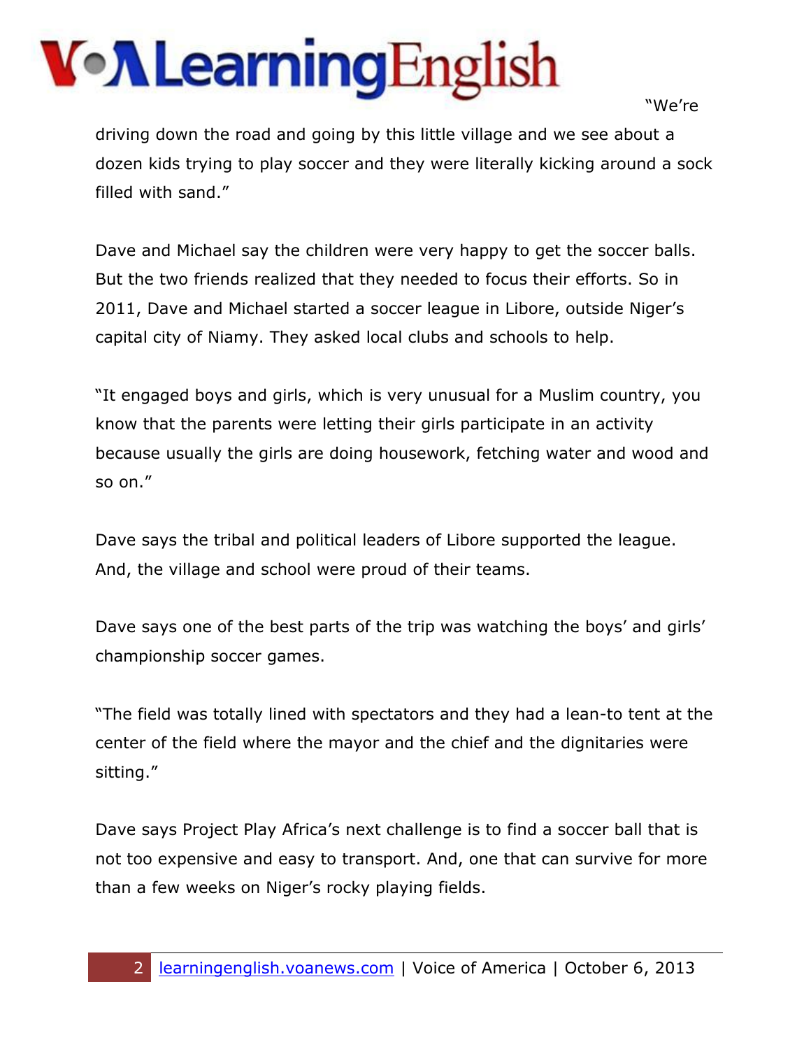"We're driving down the road and going by this little village and we see about a dozen kids trying to play soccer and they were literally kicking around a sock filled with sand."

Dave and Michael say the children were very happy to get the soccer balls. But the two friends realized that they needed to focus their efforts. So in 2011, Dave and Michael started a soccer league in Libore, outside Niger's capital city of Niamy. They asked local clubs and schools to help.

"It engaged boys and girls, which is very unusual for a Muslim country, you know that the parents were letting their girls participate in an activity because usually the girls are doing housework, fetching water and wood and so on."

Dave says the tribal and political leaders of Libore supported the league. And, the village and school were proud of their teams.

Dave says one of the best parts of the trip was watching the boys' and girls' championship soccer games.

"The field was totally lined with spectators and they had a lean-to tent at the center of the field where the mayor and the chief and the dignitaries were sitting."

Dave says Project Play Africa's next challenge is to find a soccer ball that is not too expensive and easy to transport. And, one that can survive for more than a few weeks on Niger's rocky playing fields.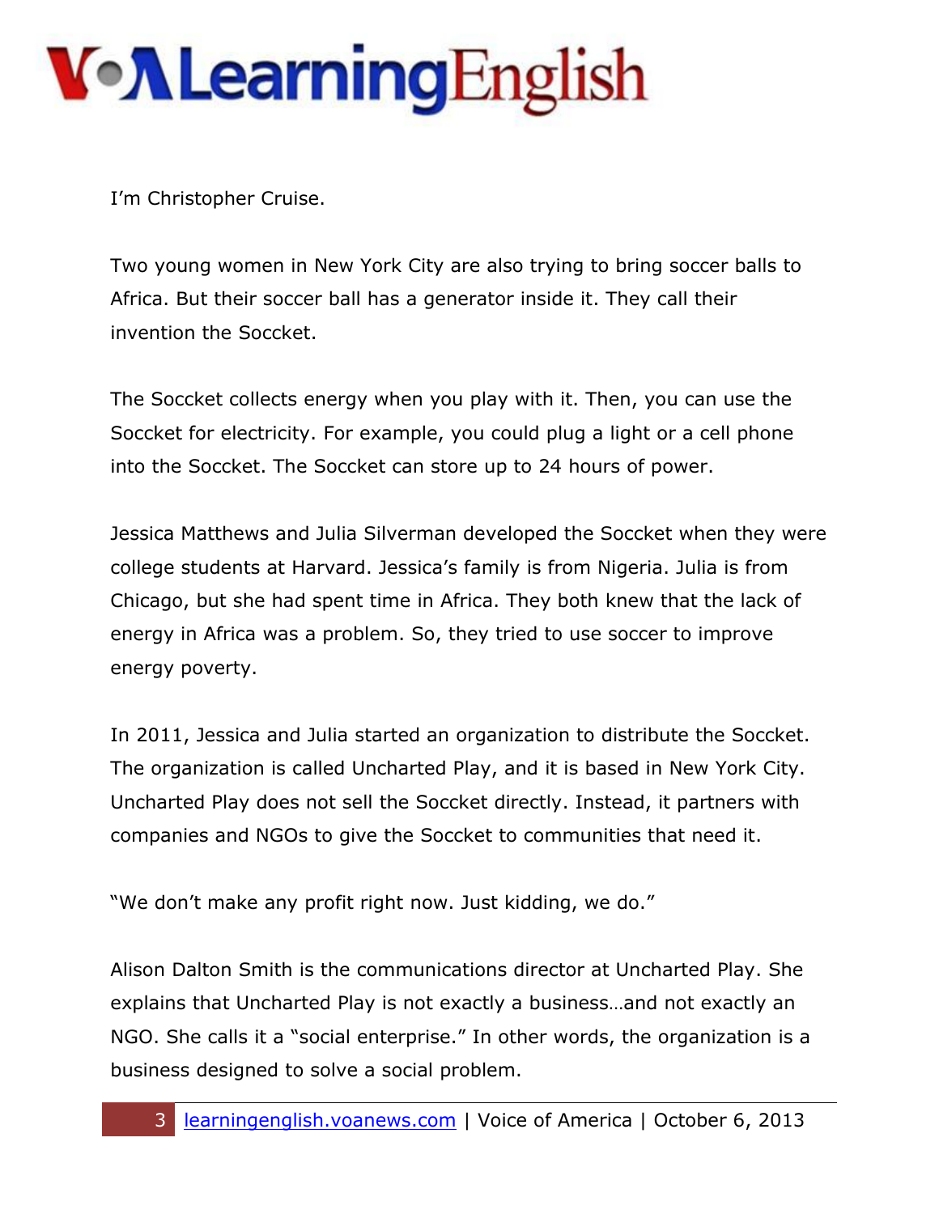I'm Christopher Cruise.

Two young women in New York City are also trying to bring soccer balls to Africa. But their soccer ball has a generator inside it. They call their invention the Soccket.

The Soccket collects energy when you play with it. Then, you can use the Soccket for electricity. For example, you could plug a light or a cell phone into the Soccket. The Soccket can store up to 24 hours of power.

Jessica Matthews and Julia Silverman developed the Soccket when they were college students at Harvard. Jessica's family is from Nigeria. Julia is from Chicago, but she had spent time in Africa. They both knew that the lack of energy in Africa was a problem. So, they tried to use soccer to improve energy poverty.

In 2011, Jessica and Julia started an organization to distribute the Soccket. The organization is called Uncharted Play, and it is based in New York City. Uncharted Play does not sell the Soccket directly. Instead, it partners with companies and NGOs to give the Soccket to communities that need it.

"We don't make any profit right now. Just kidding, we do."

Alison Dalton Smith is the communications director at Uncharted Play. She explains that Uncharted Play is not exactly a business…and not exactly an NGO. She calls it a "social enterprise." In other words, the organization is a business designed to solve a social problem.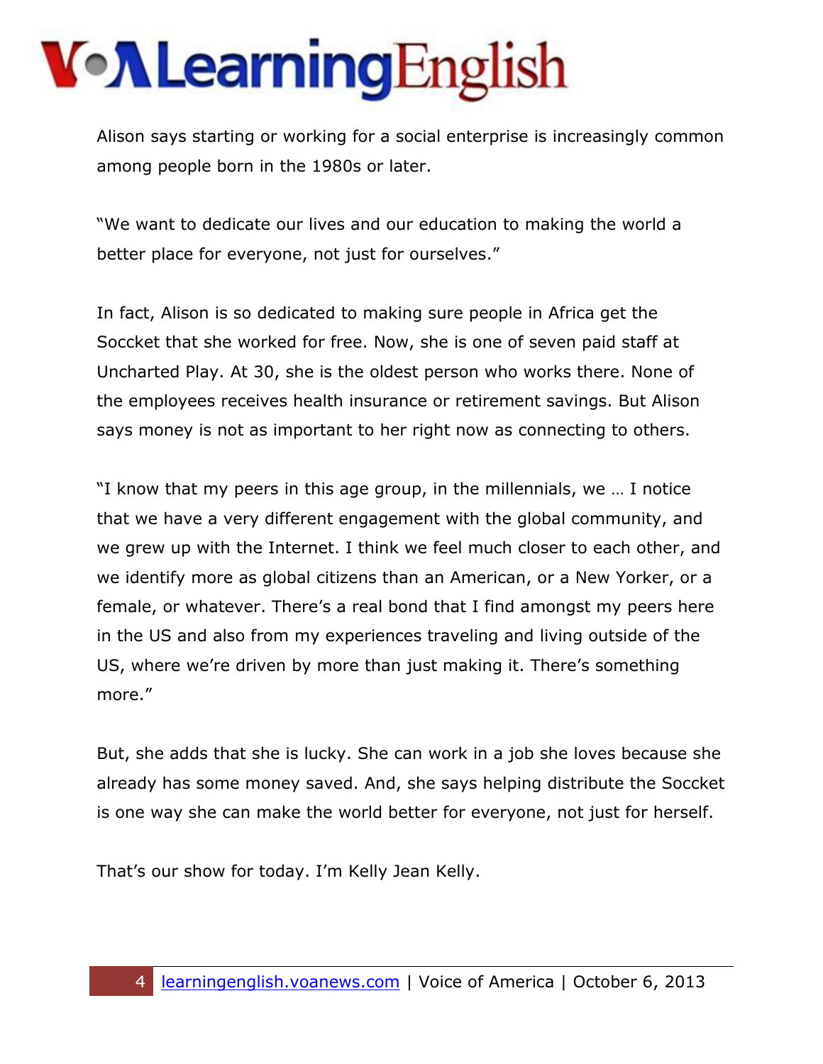Alison says starting or working for a social enterprise is increasingly common among people born in the 1980s or later.

"We want to dedicate our lives and our education to making the world a better place for everyone, not just for ourselves."

In fact, Alison is so dedicated to making sure people in Africa get the Soccket that she worked for free. Now, she is one of seven paid staff at Uncharted Play. At 30, she is the oldest person who works there. None of the employees receives health insurance or retirement savings. But Alison says money is not as important to her right now as connecting to others.

"I know that my peers in this age group, in the millennials, we … I notice that we have a very different engagement with the global community, and we grew up with the Internet. I think we feel much closer to each other, and we identify more as global citizens than an American, or a New Yorker, or a female, or whatever. There's a real bond that I find amongst my peers here in the US and also from my experiences traveling and living outside of the US, where we're driven by more than just making it. There's something more."

But, she adds that she is lucky. She can work in a job she loves because she already has some money saved. And, she says helping distribute the Soccket is one way she can make the world better for everyone, not just for herself.

That's our show for today. I'm Kelly Jean Kelly.